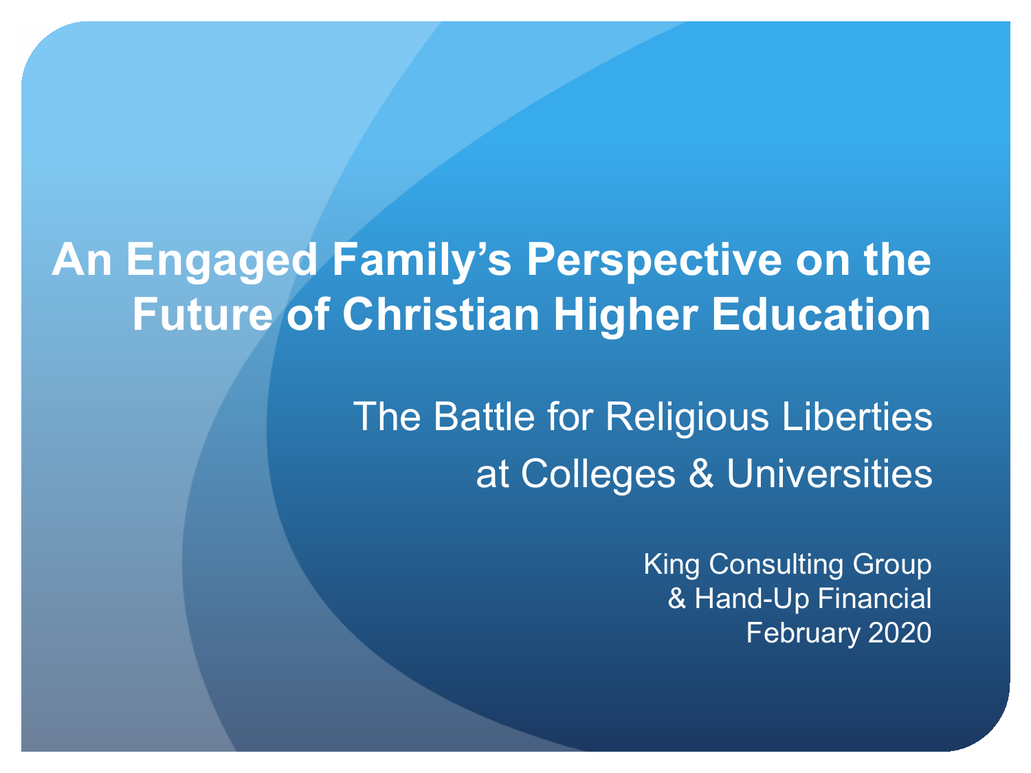# An Engaged Family's Perspective on the Future of Christian Higher Education

## The Battle for Religious Liberties at Colleges & Universities

King Consulting Group
& Hand-Up Financial
February 2020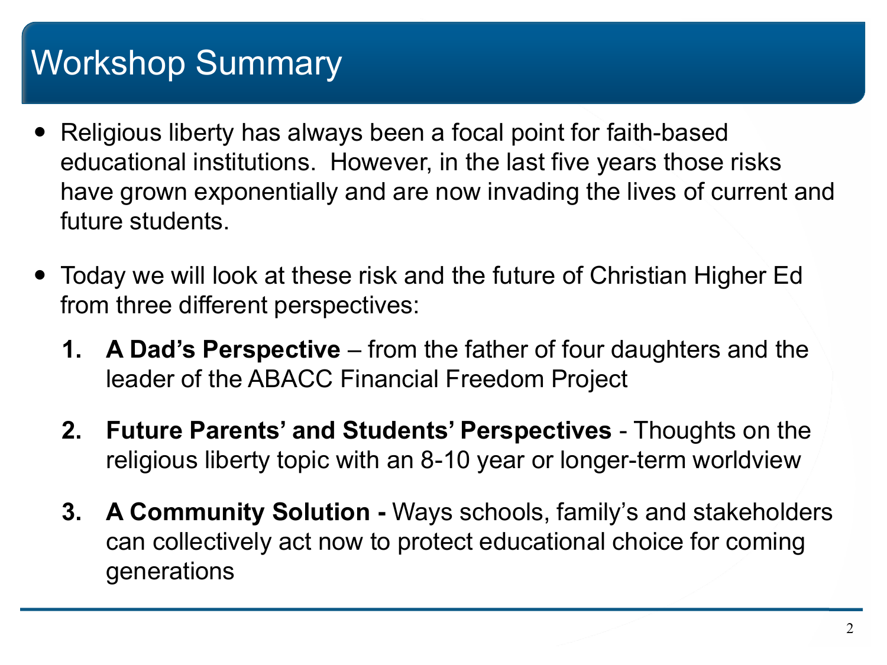# Workshop Summary

- Religious liberty has always been a focal point for faith-based educational institutions. However, in the last five years those risks have grown exponentially and are now invading the lives of current and future students.

- Today we will look at these risk and the future of Christian Higher Ed from three different perspectives:

  1. **A Dad's Perspective** – from the father of four daughters and the leader of the ABACC Financial Freedom Project

  2. **Future Parents' and Students' Perspectives** - Thoughts on the religious liberty topic with an 8-10 year or longer-term worldview

  3. **A Community Solution -** Ways schools, family's and stakeholders can collectively act now to protect educational choice for coming generations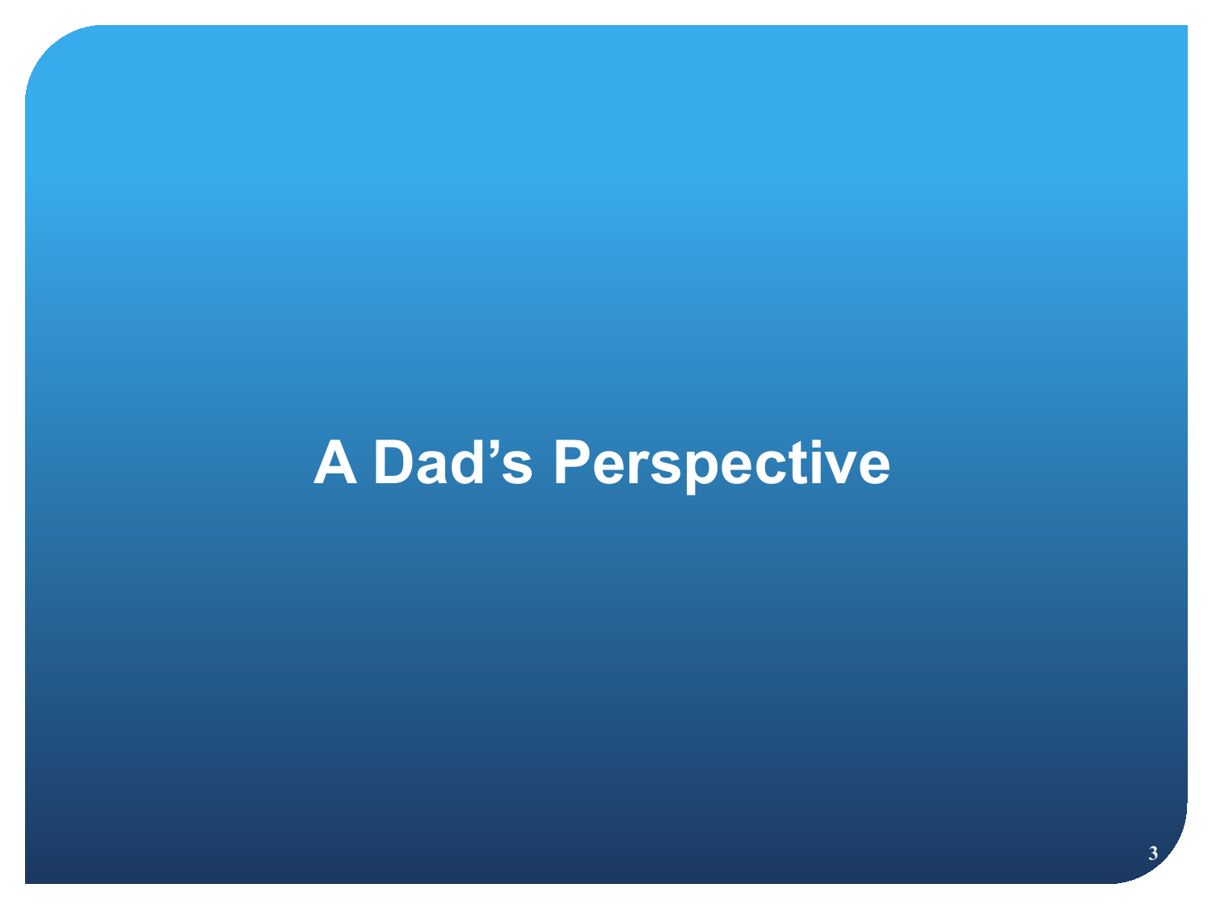# A Dad's Perspective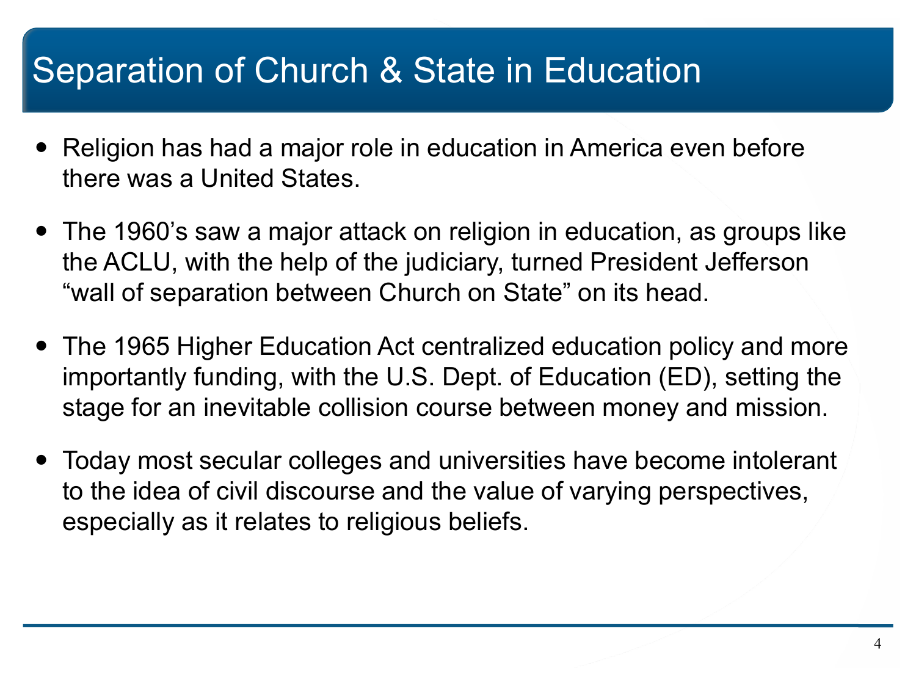# Separation of Church & State in Education

- Religion has had a major role in education in America even before there was a United States.
- The 1960's saw a major attack on religion in education, as groups like the ACLU, with the help of the judiciary, turned President Jefferson "wall of separation between Church on State" on its head.
- The 1965 Higher Education Act centralized education policy and more importantly funding, with the U.S. Dept. of Education (ED), setting the stage for an inevitable collision course between money and mission.
- Today most secular colleges and universities have become intolerant to the idea of civil discourse and the value of varying perspectives, especially as it relates to religious beliefs.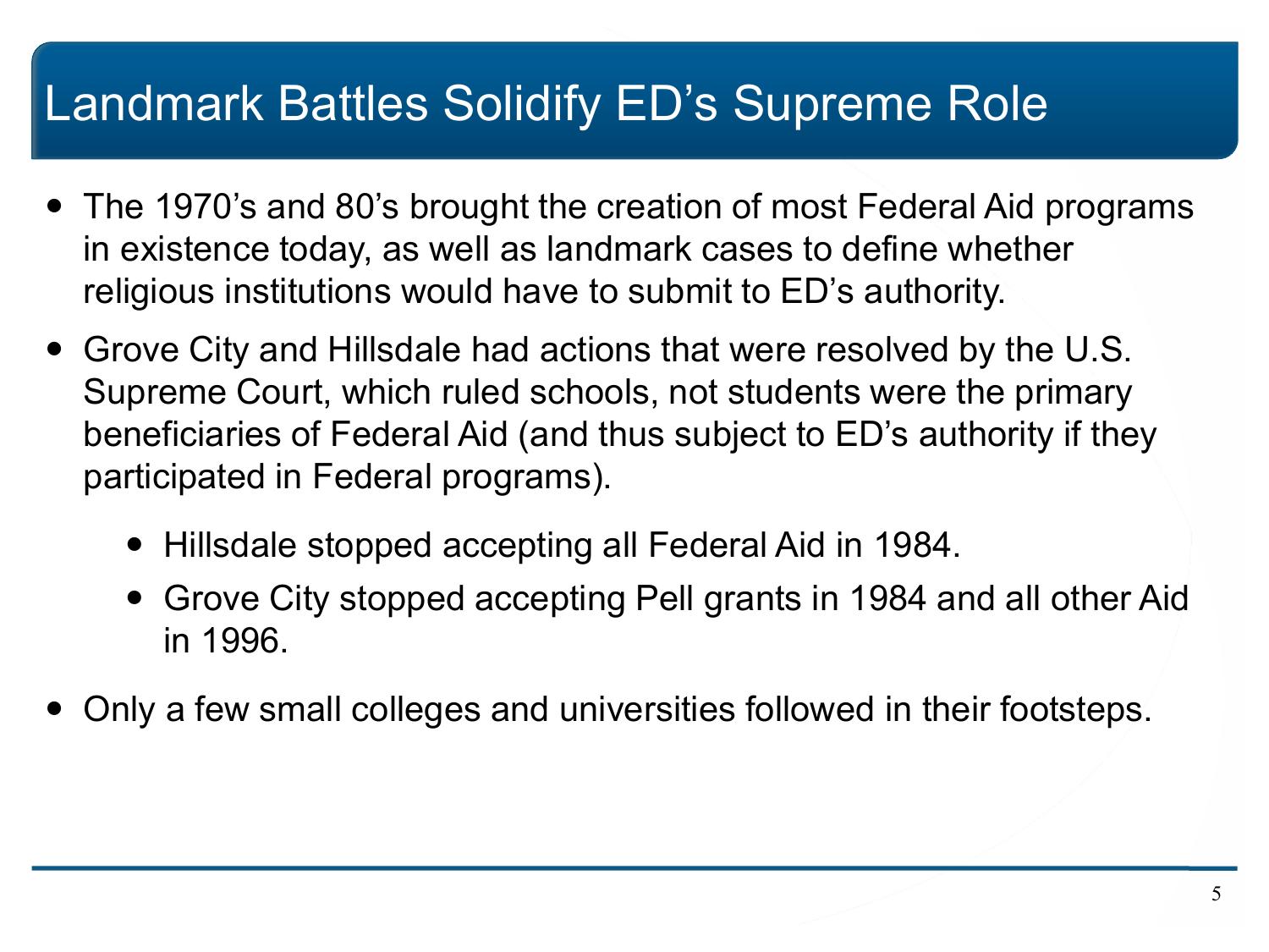# Landmark Battles Solidify ED’s Supreme Role

- The 1970’s and 80’s brought the creation of most Federal Aid programs in existence today, as well as landmark cases to define whether religious institutions would have to submit to ED’s authority.
- Grove City and Hillsdale had actions that were resolved by the U.S. Supreme Court, which ruled schools, not students were the primary beneficiaries of Federal Aid (and thus subject to ED’s authority if they participated in Federal programs).
  - Hillsdale stopped accepting all Federal Aid in 1984.
  - Grove City stopped accepting Pell grants in 1984 and all other Aid in 1996.
- Only a few small colleges and universities followed in their footsteps.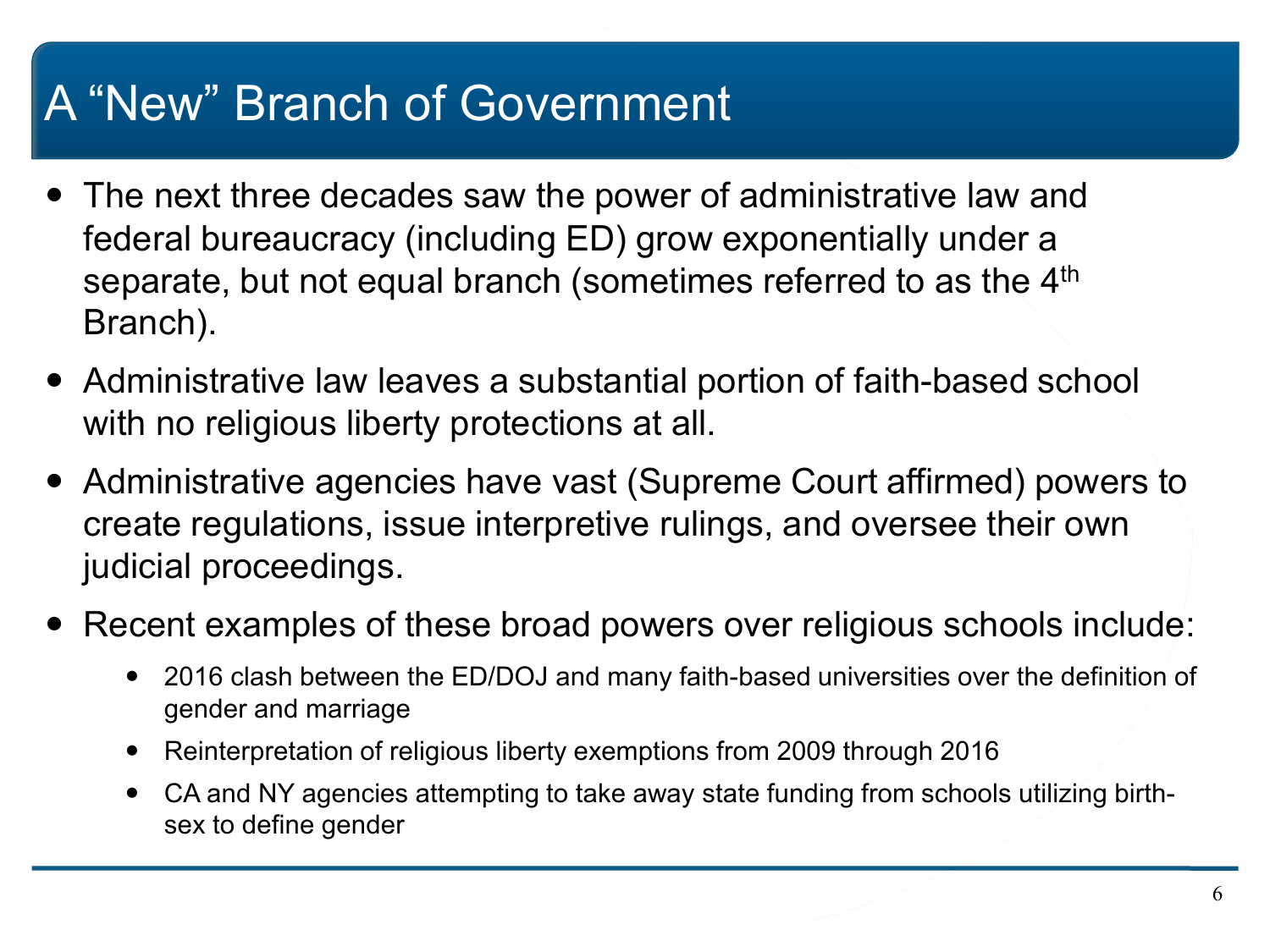# A "New" Branch of Government

- The next three decades saw the power of administrative law and federal bureaucracy (including ED) grow exponentially under a separate, but not equal branch (sometimes referred to as the 4th Branch).
- Administrative law leaves a substantial portion of faith-based school with no religious liberty protections at all.
- Administrative agencies have vast (Supreme Court affirmed) powers to create regulations, issue interpretive rulings, and oversee their own judicial proceedings.
- Recent examples of these broad powers over religious schools include:
  - 2016 clash between the ED/DOJ and many faith-based universities over the definition of gender and marriage
  - Reinterpretation of religious liberty exemptions from 2009 through 2016
  - CA and NY agencies attempting to take away state funding from schools utilizing birth-sex to define gender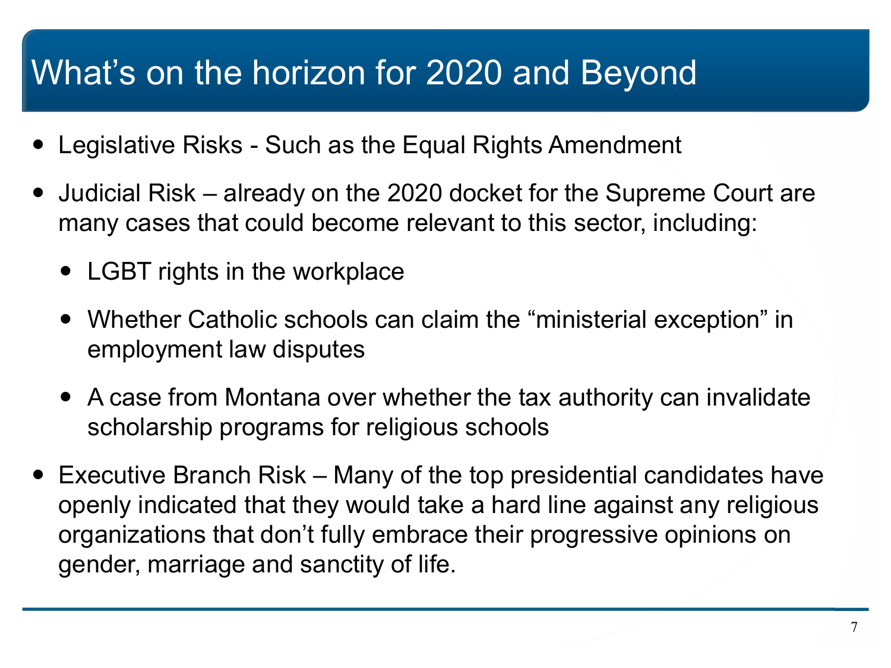# What's on the horizon for 2020 and Beyond

- Legislative Risks - Such as the Equal Rights Amendment
- Judicial Risk – already on the 2020 docket for the Supreme Court are many cases that could become relevant to this sector, including:
  - LGBT rights in the workplace
  - Whether Catholic schools can claim the "ministerial exception" in employment law disputes
  - A case from Montana over whether the tax authority can invalidate scholarship programs for religious schools
- Executive Branch Risk – Many of the top presidential candidates have openly indicated that they would take a hard line against any religious organizations that don't fully embrace their progressive opinions on gender, marriage and sanctity of life.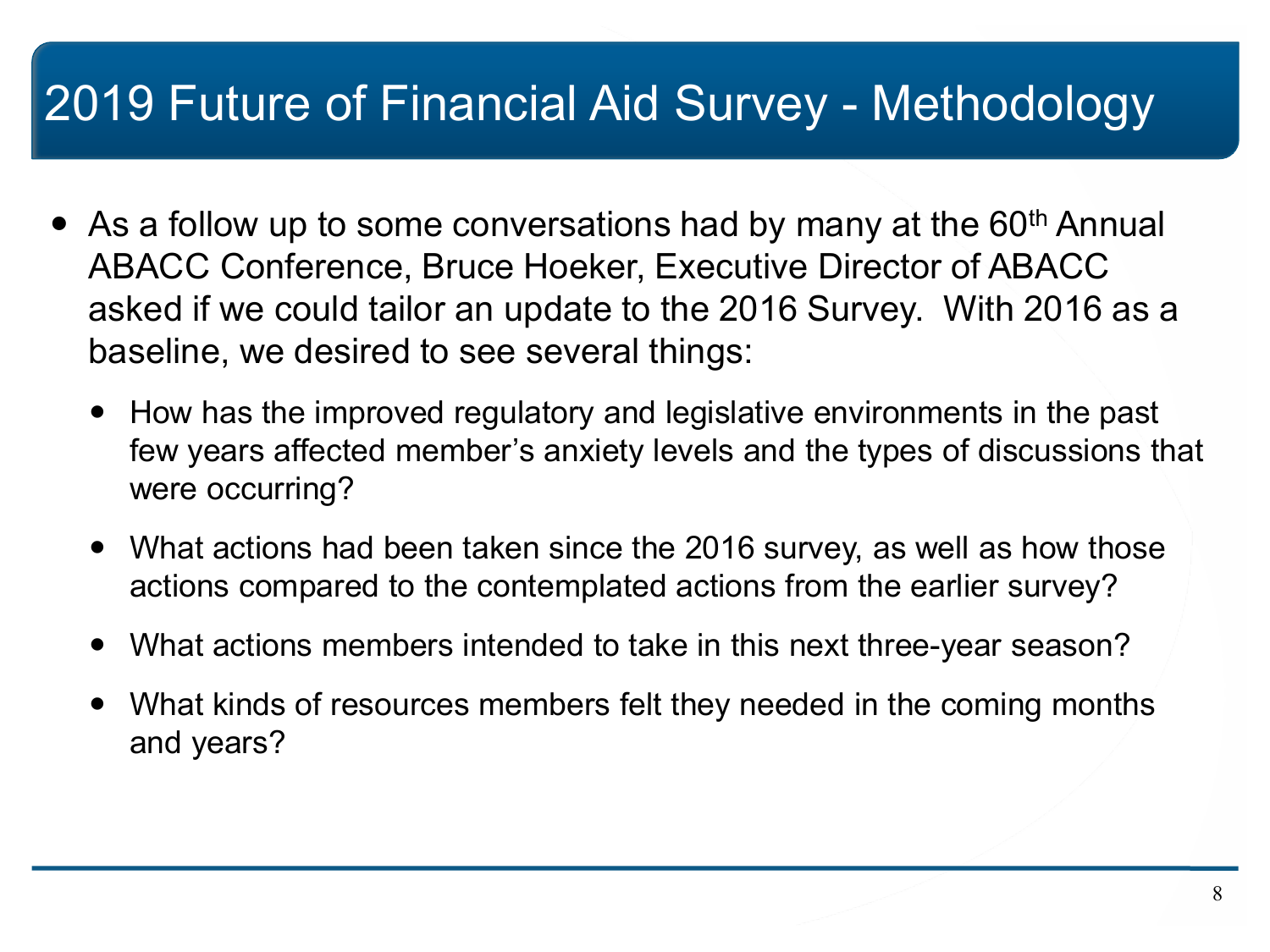# 2019 Future of Financial Aid Survey - Methodology

- As a follow up to some conversations had by many at the 60th Annual ABACC Conference, Bruce Hoeker, Executive Director of ABACC asked if we could tailor an update to the 2016 Survey. With 2016 as a baseline, we desired to see several things:
  - How has the improved regulatory and legislative environments in the past few years affected member's anxiety levels and the types of discussions that were occurring?
  - What actions had been taken since the 2016 survey, as well as how those actions compared to the contemplated actions from the earlier survey?
  - What actions members intended to take in this next three-year season?
  - What kinds of resources members felt they needed in the coming months and years?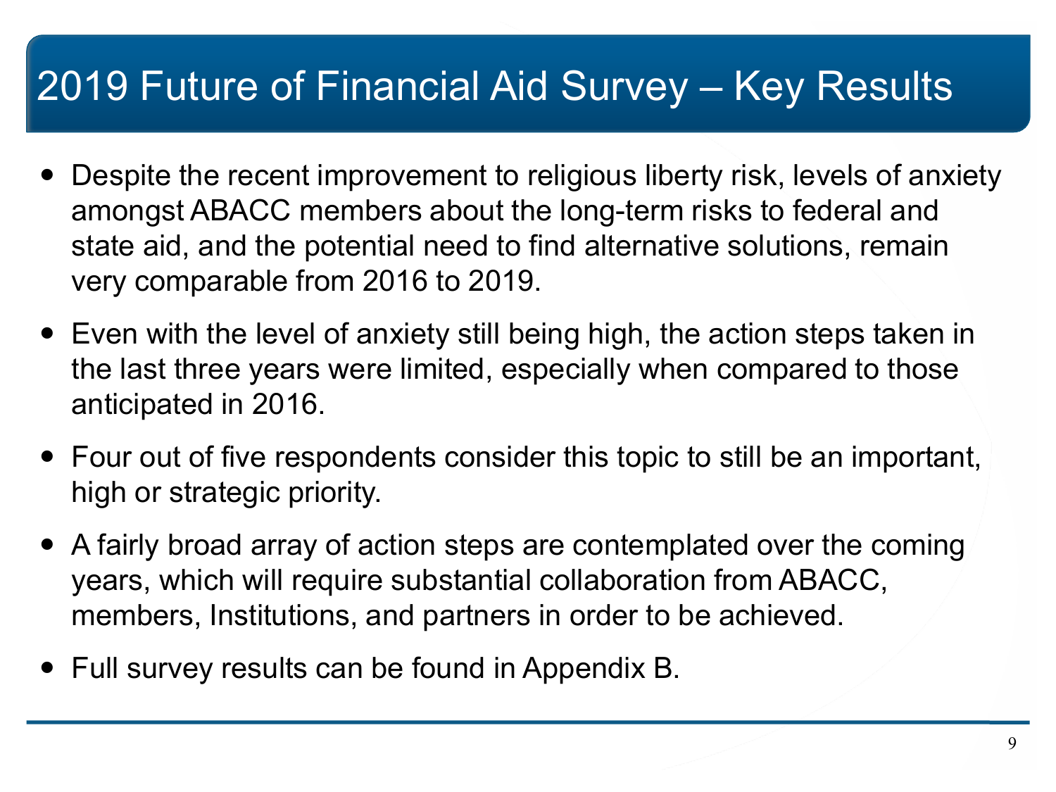# 2019 Future of Financial Aid Survey – Key Results

- Despite the recent improvement to religious liberty risk, levels of anxiety amongst ABACC members about the long-term risks to federal and state aid, and the potential need to find alternative solutions, remain very comparable from 2016 to 2019.
- Even with the level of anxiety still being high, the action steps taken in the last three years were limited, especially when compared to those anticipated in 2016.
- Four out of five respondents consider this topic to still be an important, high or strategic priority.
- A fairly broad array of action steps are contemplated over the coming years, which will require substantial collaboration from ABACC, members, Institutions, and partners in order to be achieved.
- Full survey results can be found in Appendix B.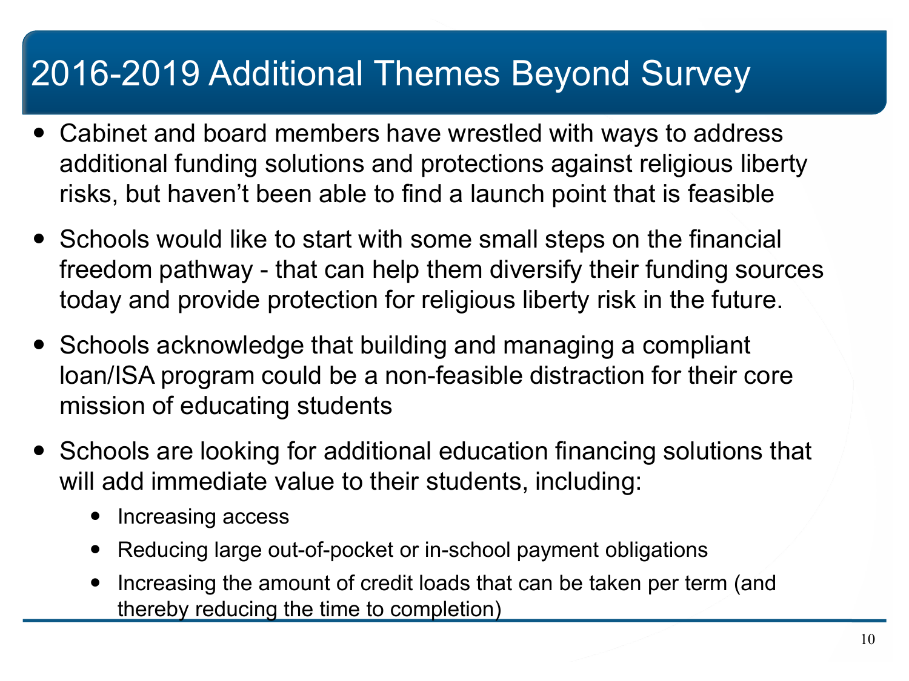# 2016-2019 Additional Themes Beyond Survey

- Cabinet and board members have wrestled with ways to address additional funding solutions and protections against religious liberty risks, but haven't been able to find a launch point that is feasible
- Schools would like to start with some small steps on the financial freedom pathway - that can help them diversify their funding sources today and provide protection for religious liberty risk in the future.
- Schools acknowledge that building and managing a compliant loan/ISA program could be a non-feasible distraction for their core mission of educating students
- Schools are looking for additional education financing solutions that will add immediate value to their students, including:
  - Increasing access
  - Reducing large out-of-pocket or in-school payment obligations
  - Increasing the amount of credit loads that can be taken per term (and thereby reducing the time to completion)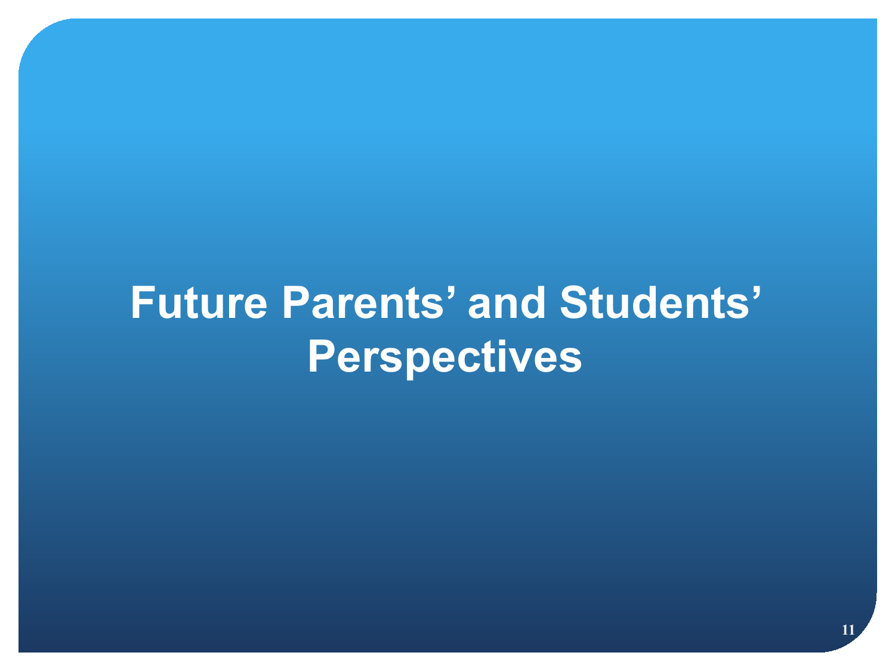# Future Parents' and Students' Perspectives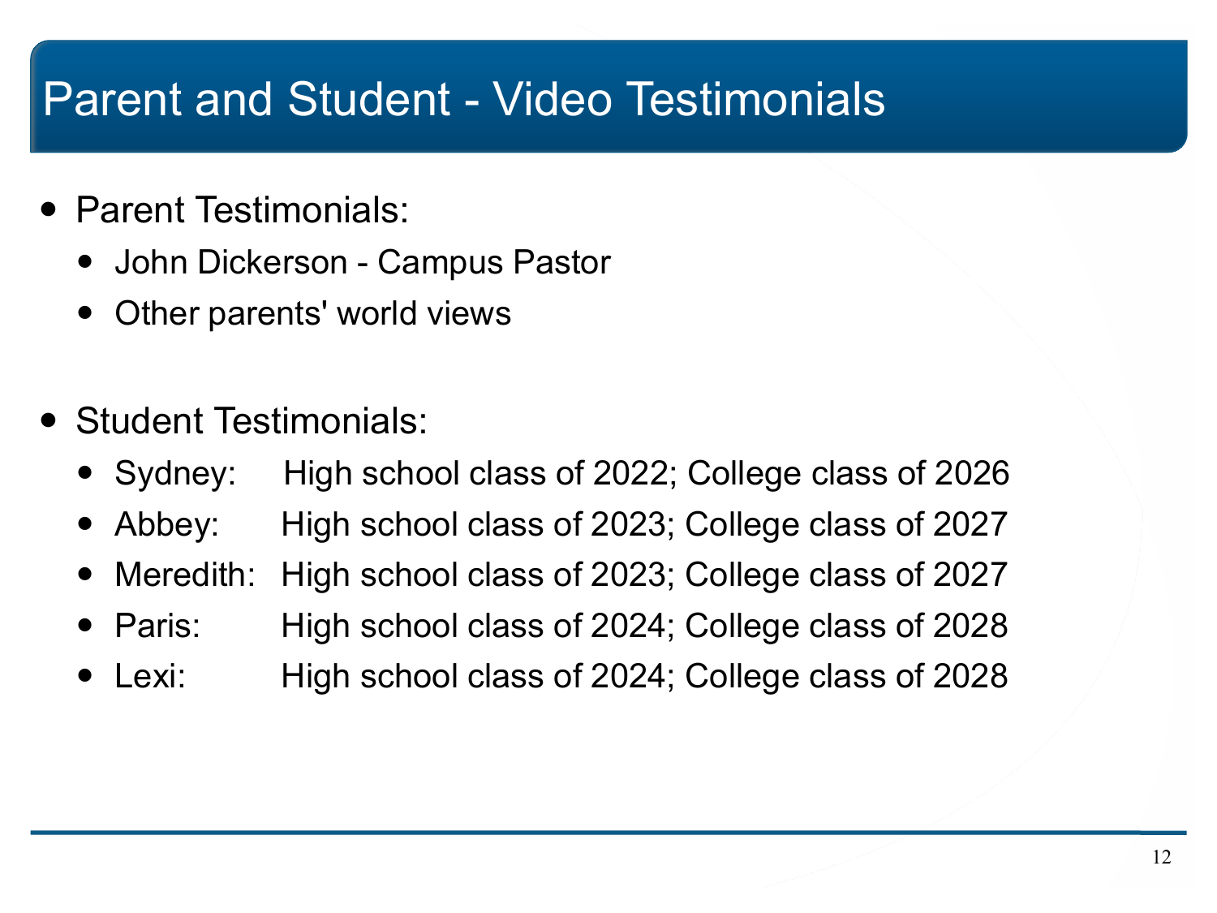# Parent and Student - Video Testimonials

- Parent Testimonials:
  - John Dickerson - Campus Pastor
  - Other parents' world views

- Student Testimonials:
  - Sydney: High school class of 2022; College class of 2026
  - Abbey: High school class of 2023; College class of 2027
  - Meredith: High school class of 2023; College class of 2027
  - Paris: High school class of 2024; College class of 2028
  - Lexi: High school class of 2024; College class of 2028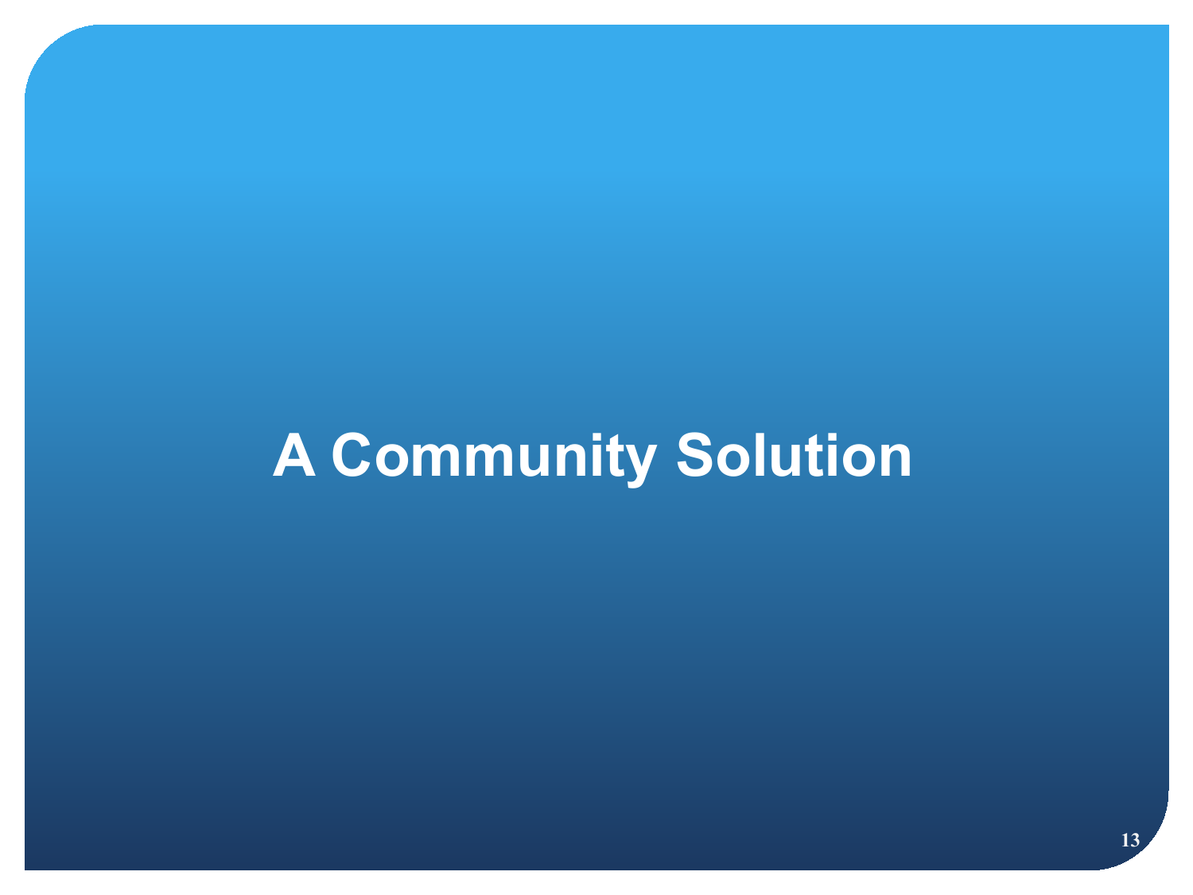# A Community Solution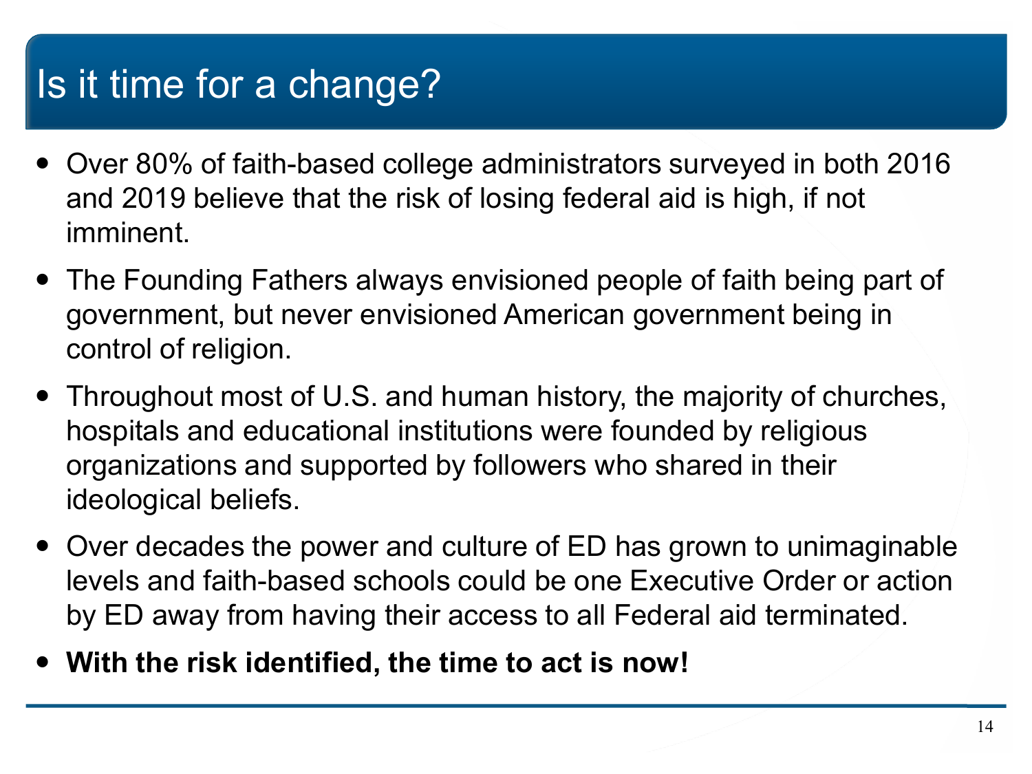# Is it time for a change?

- Over 80% of faith-based college administrators surveyed in both 2016 and 2019 believe that the risk of losing federal aid is high, if not imminent.
- The Founding Fathers always envisioned people of faith being part of government, but never envisioned American government being in control of religion.
- Throughout most of U.S. and human history, the majority of churches, hospitals and educational institutions were founded by religious organizations and supported by followers who shared in their ideological beliefs.
- Over decades the power and culture of ED has grown to unimaginable levels and faith-based schools could be one Executive Order or action by ED away from having their access to all Federal aid terminated.
- **With the risk identified, the time to act is now!**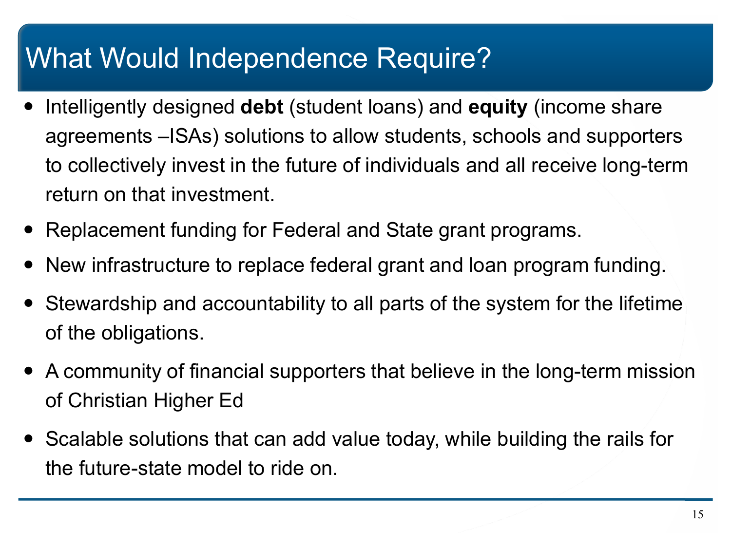# What Would Independence Require?

- Intelligently designed **debt** (student loans) and **equity** (income share agreements –ISAs) solutions to allow students, schools and supporters to collectively invest in the future of individuals and all receive long-term return on that investment.
- Replacement funding for Federal and State grant programs.
- New infrastructure to replace federal grant and loan program funding.
- Stewardship and accountability to all parts of the system for the lifetime of the obligations.
- A community of financial supporters that believe in the long-term mission of Christian Higher Ed
- Scalable solutions that can add value today, while building the rails for the future-state model to ride on.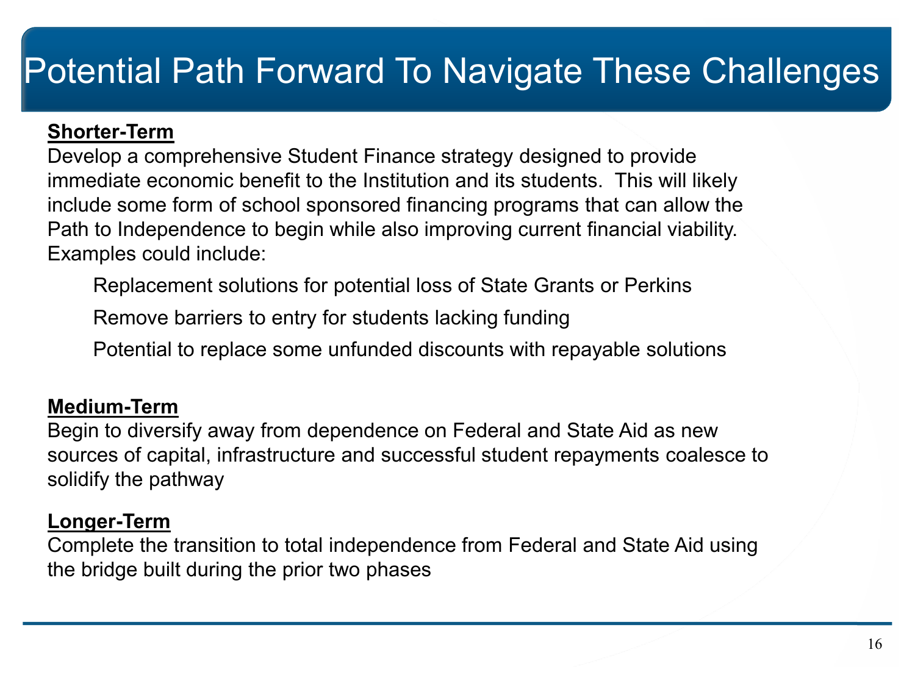# Potential Path Forward To Navigate These Challenges

**Shorter-Term**

Develop a comprehensive Student Finance strategy designed to provide immediate economic benefit to the Institution and its students. This will likely include some form of school sponsored financing programs that can allow the Path to Independence to begin while also improving current financial viability. Examples could include:

- Replacement solutions for potential loss of State Grants or Perkins
- Remove barriers to entry for students lacking funding
- Potential to replace some unfunded discounts with repayable solutions

**Medium-Term**

Begin to diversify away from dependence on Federal and State Aid as new sources of capital, infrastructure and successful student repayments coalesce to solidify the pathway

**Longer-Term**

Complete the transition to total independence from Federal and State Aid using the bridge built during the prior two phases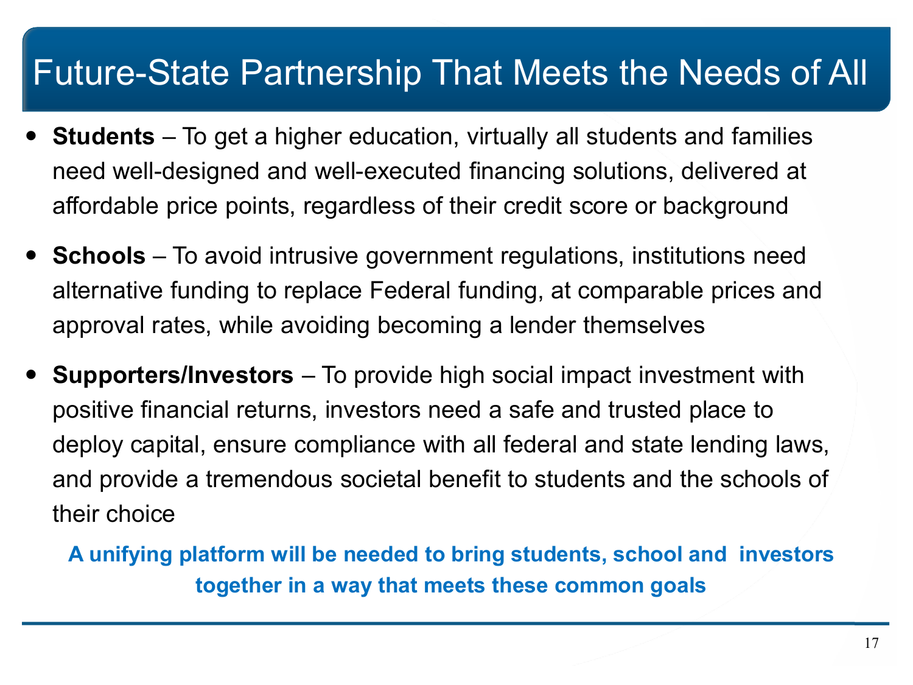# Future-State Partnership That Meets the Needs of All

- **Students** – To get a higher education, virtually all students and families need well-designed and well-executed financing solutions, delivered at affordable price points, regardless of their credit score or background
- **Schools** – To avoid intrusive government regulations, institutions need alternative funding to replace Federal funding, at comparable prices and approval rates, while avoiding becoming a lender themselves
- **Supporters/Investors** – To provide high social impact investment with positive financial returns, investors need a safe and trusted place to deploy capital, ensure compliance with all federal and state lending laws, and provide a tremendous societal benefit to students and the schools of their choice

**A unifying platform will be needed to bring students, school and investors together in a way that meets these common goals**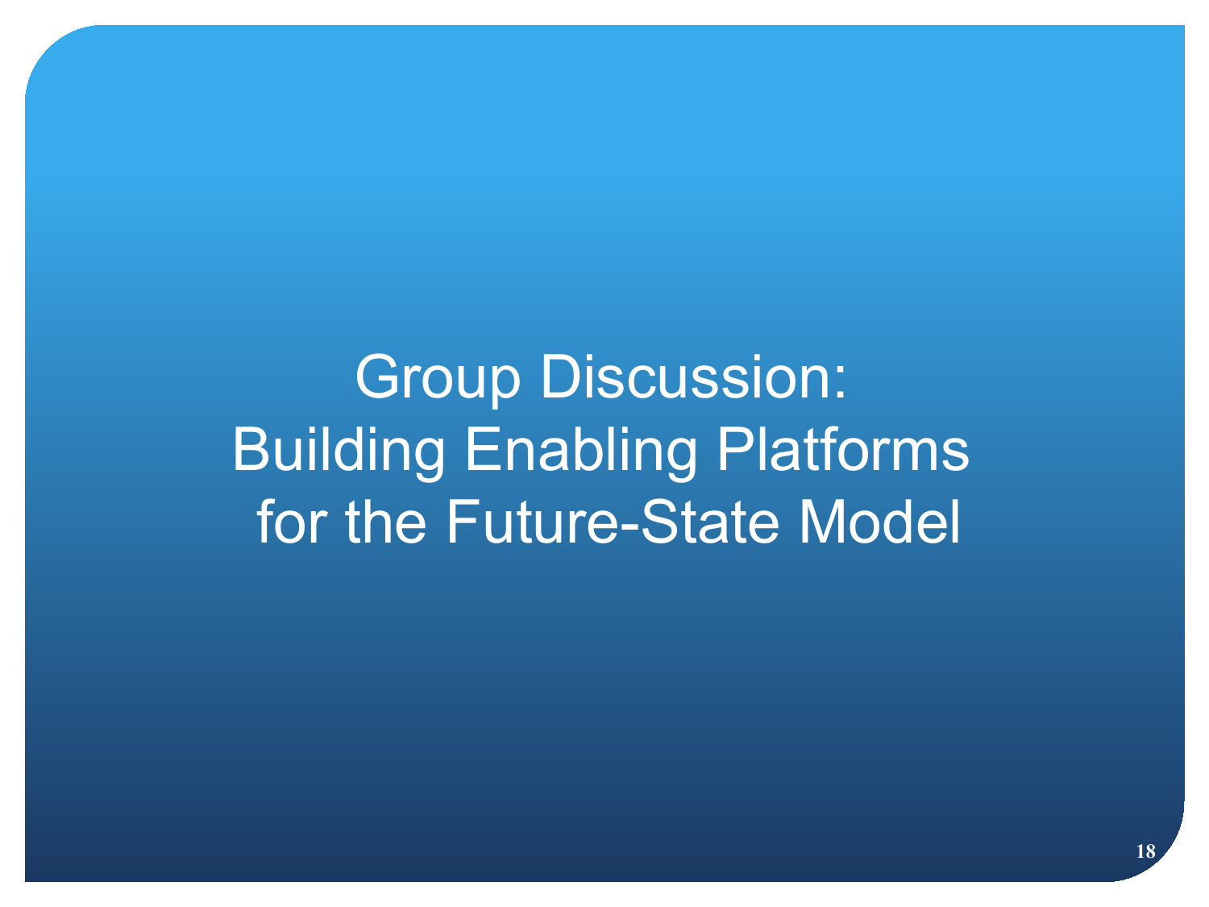# Group Discussion: Building Enabling Platforms for the Future-State Model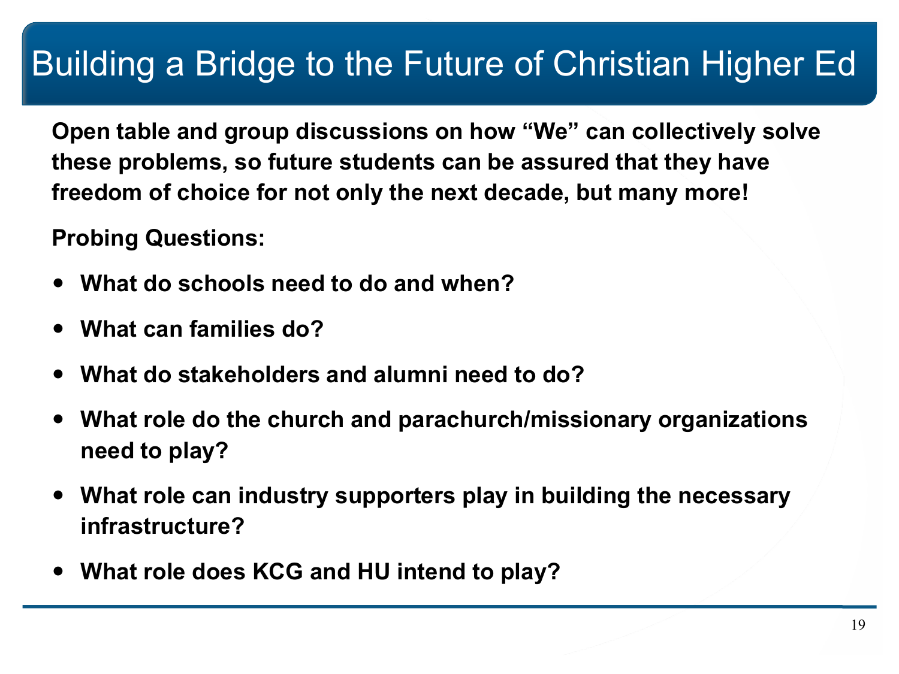# Building a Bridge to the Future of Christian Higher Ed

**Open table and group discussions on how “We” can collectively solve these problems, so future students can be assured that they have freedom of choice for not only the next decade, but many more!**

**Probing Questions:**

- **What do schools need to do and when?**
- **What can families do?**
- **What do stakeholders and alumni need to do?**
- **What role do the church and parachurch/missionary organizations need to play?**
- **What role can industry supporters play in building the necessary infrastructure?**
- **What role does KCG and HU intend to play?**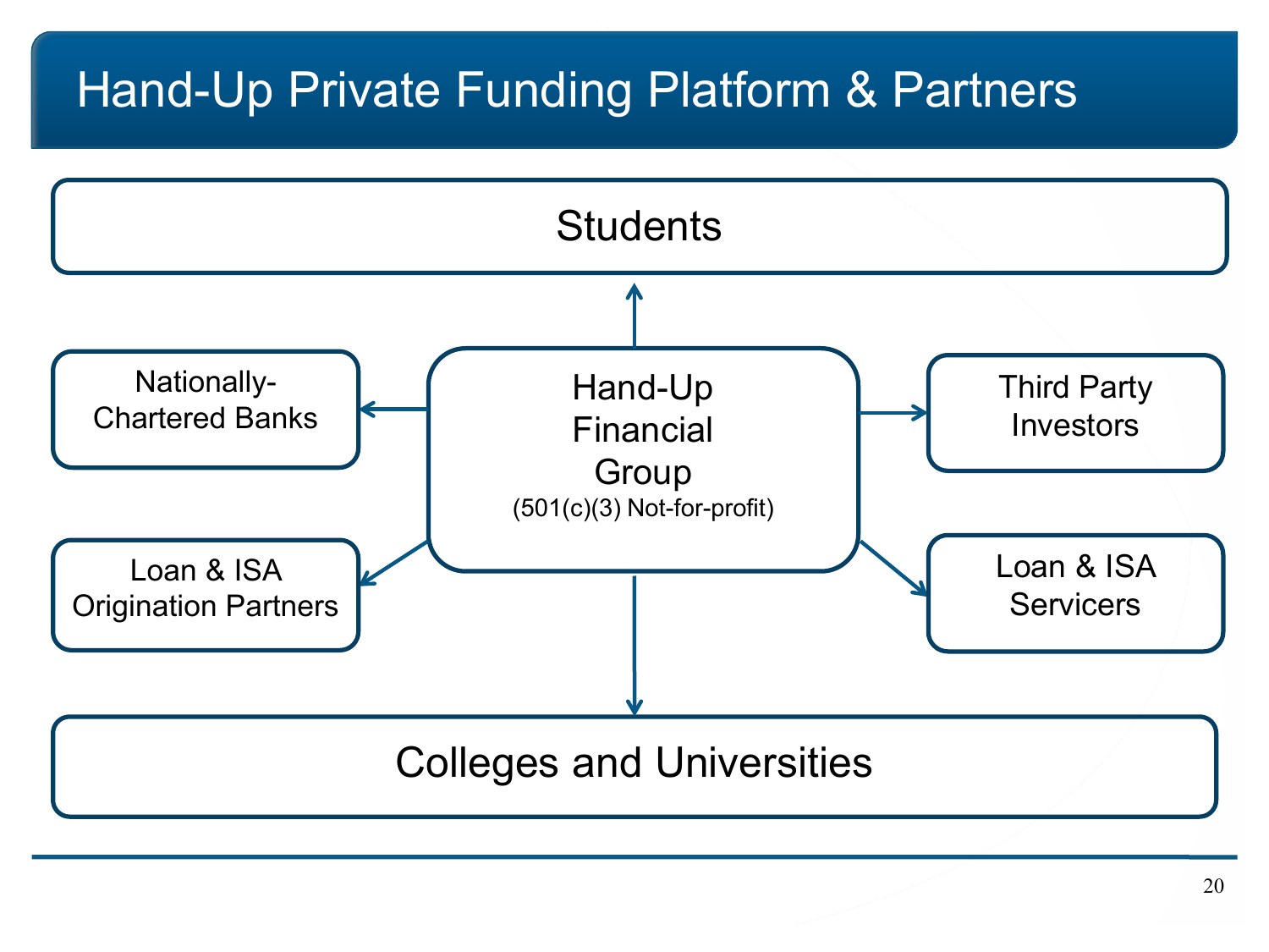# Hand-Up Private Funding Platform & Partners

- Students
- Nationally-Chartered Banks
- Hand-Up Financial Group (501(c)(3) Not-for-profit)
- Third Party Investors
- Loan & ISA Origination Partners
- Loan & ISA Servicers
- Colleges and Universities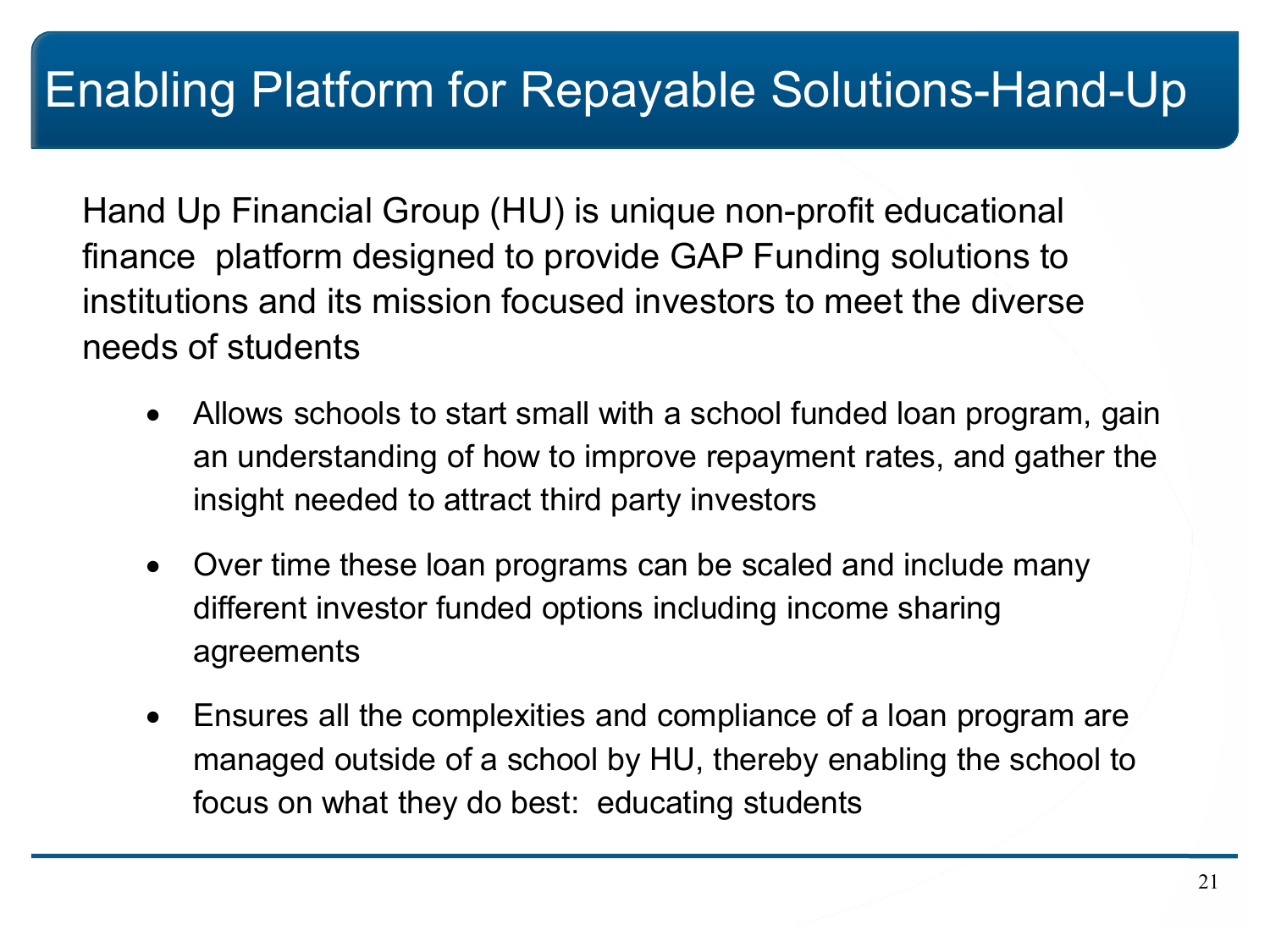# Enabling Platform for Repayable Solutions-Hand-Up

Hand Up Financial Group (HU) is unique non-profit educational finance platform designed to provide GAP Funding solutions to institutions and its mission focused investors to meet the diverse needs of students

- Allows schools to start small with a school funded loan program, gain an understanding of how to improve repayment rates, and gather the insight needed to attract third party investors
- Over time these loan programs can be scaled and include many different investor funded options including income sharing agreements
- Ensures all the complexities and compliance of a loan program are managed outside of a school by HU, thereby enabling the school to focus on what they do best: educating students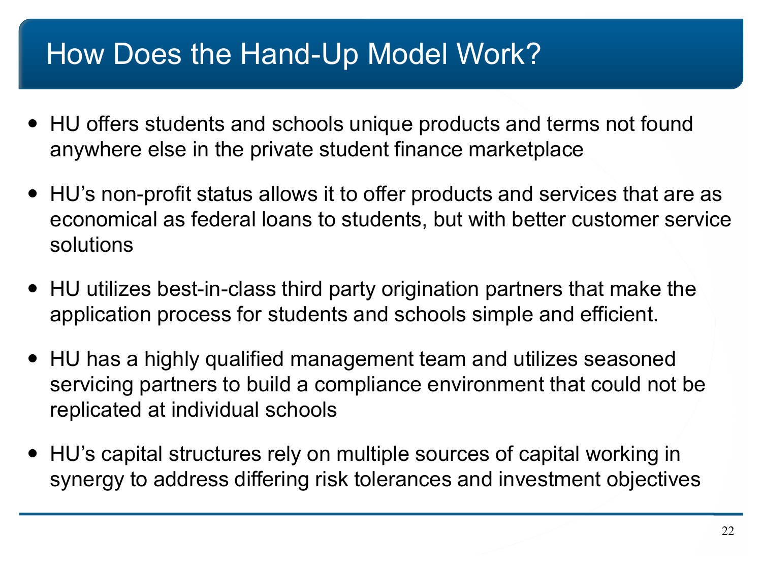# How Does the Hand-Up Model Work?

- HU offers students and schools unique products and terms not found anywhere else in the private student finance marketplace
- HU's non-profit status allows it to offer products and services that are as economical as federal loans to students, but with better customer service solutions
- HU utilizes best-in-class third party origination partners that make the application process for students and schools simple and efficient.
- HU has a highly qualified management team and utilizes seasoned servicing partners to build a compliance environment that could not be replicated at individual schools
- HU's capital structures rely on multiple sources of capital working in synergy to address differing risk tolerances and investment objectives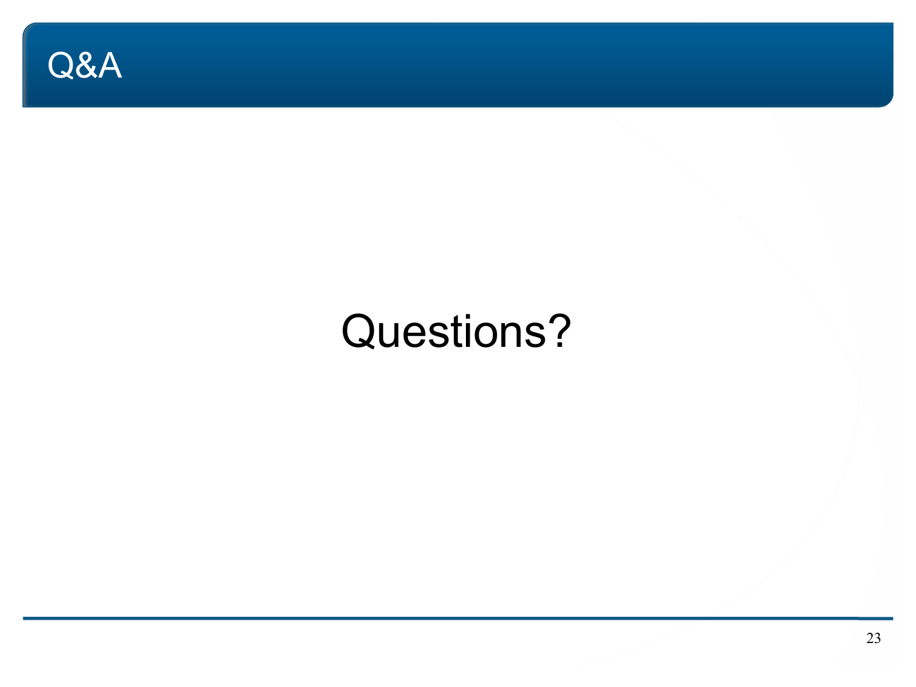# Q&A

Questions?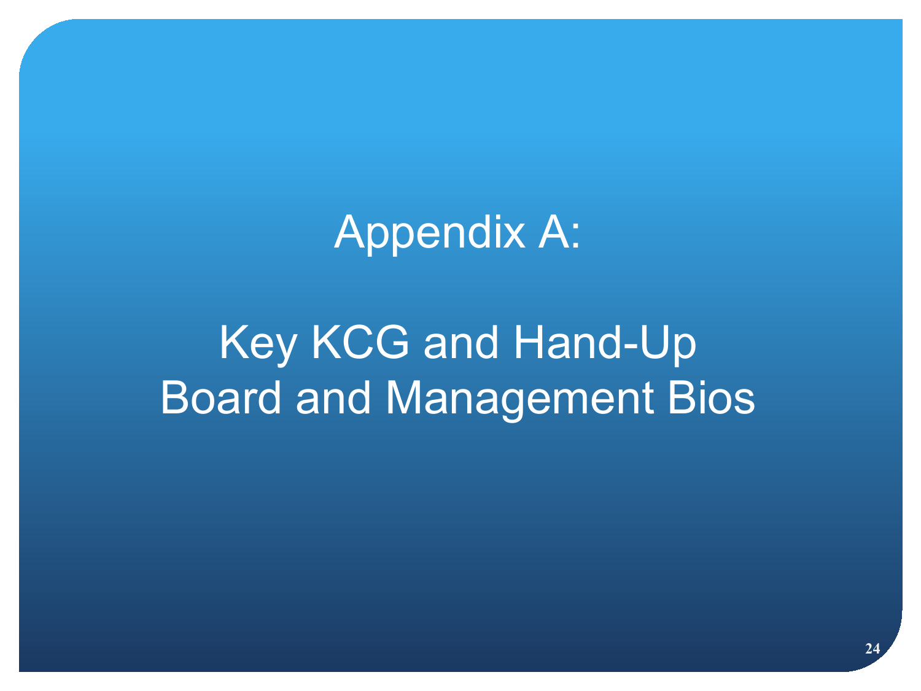# Appendix A:

# Key KCG and Hand-Up Board and Management Bios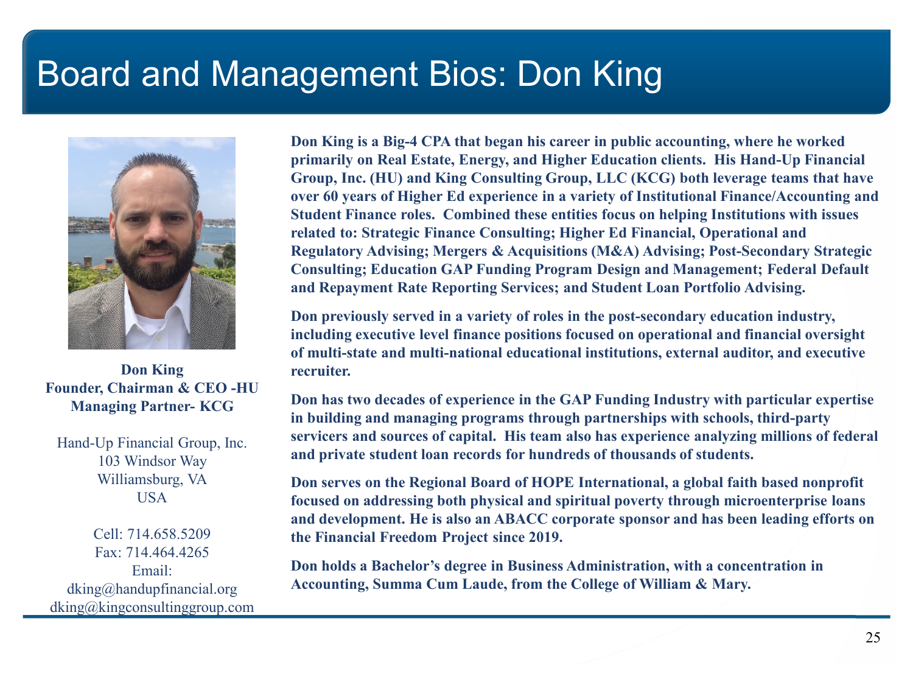# Board and Management Bios: Don King

**Don King**
**Founder, Chairman & CEO -HU**
**Managing Partner- KCG**

Hand-Up Financial Group, Inc.
103 Windsor Way
Williamsburg, VA
USA

Cell: 714.658.5209
Fax: 714.464.4265
Email:
dking@handupfinancial.org
dking@kingconsultinggroup.com

**Don King is a Big-4 CPA that began his career in public accounting, where he worked primarily on Real Estate, Energy, and Higher Education clients. His Hand-Up Financial Group, Inc. (HU) and King Consulting Group, LLC (KCG) both leverage teams that have over 60 years of Higher Ed experience in a variety of Institutional Finance/Accounting and Student Finance roles. Combined these entities focus on helping Institutions with issues related to: Strategic Finance Consulting; Higher Ed Financial, Operational and Regulatory Advising; Mergers & Acquisitions (M&A) Advising; Post-Secondary Strategic Consulting; Education GAP Funding Program Design and Management; Federal Default and Repayment Rate Reporting Services; and Student Loan Portfolio Advising.**

**Don previously served in a variety of roles in the post-secondary education industry, including executive level finance positions focused on operational and financial oversight of multi-state and multi-national educational institutions, external auditor, and executive recruiter.**

**Don has two decades of experience in the GAP Funding Industry with particular expertise in building and managing programs through partnerships with schools, third-party servicers and sources of capital. His team also has experience analyzing millions of federal and private student loan records for hundreds of thousands of students.**

**Don serves on the Regional Board of HOPE International, a global faith based nonprofit focused on addressing both physical and spiritual poverty through microenterprise loans and development. He is also an ABACC corporate sponsor and has been leading efforts on the Financial Freedom Project since 2019.**

**Don holds a Bachelor's degree in Business Administration, with a concentration in Accounting, Summa Cum Laude, from the College of William & Mary.**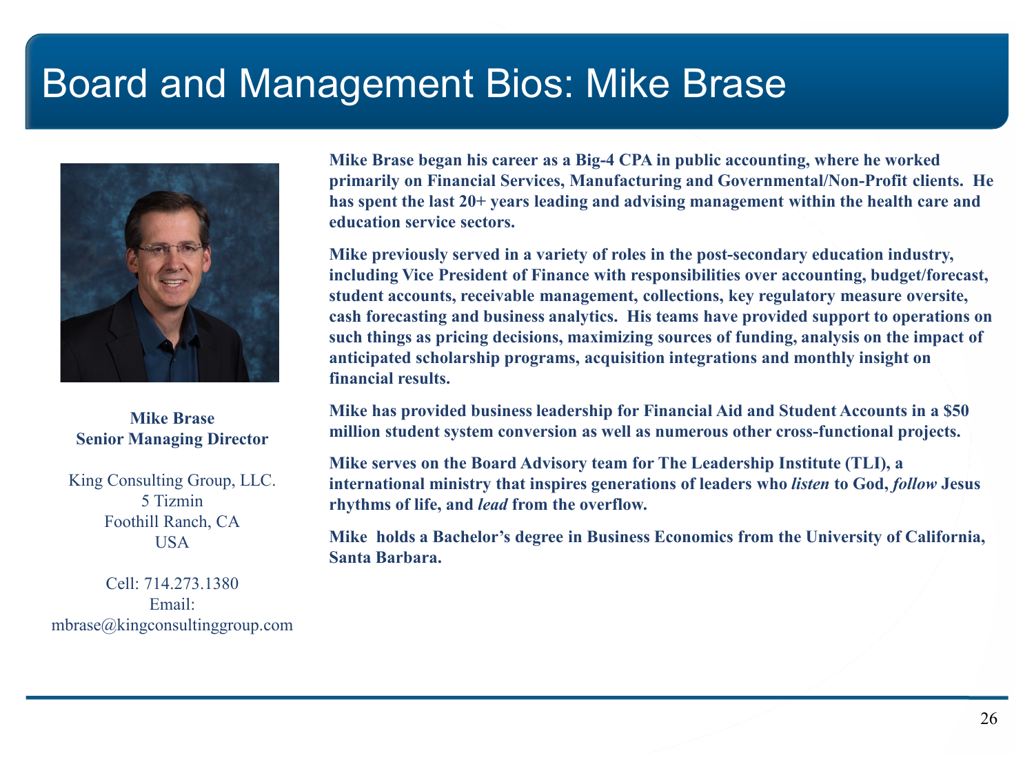# Board and Management Bios: Mike Brase

**Mike Brase**
**Senior Managing Director**

King Consulting Group, LLC.
5 Tizmin
Foothill Ranch, CA
USA

Cell: 714.273.1380
Email:
mbrase@kingconsultinggroup.com

**Mike Brase began his career as a Big-4 CPA in public accounting, where he worked primarily on Financial Services, Manufacturing and Governmental/Non-Profit clients. He has spent the last 20+ years leading and advising management within the health care and education service sectors.**

**Mike previously served in a variety of roles in the post-secondary education industry, including Vice President of Finance with responsibilities over accounting, budget/forecast, student accounts, receivable management, collections, key regulatory measure oversite, cash forecasting and business analytics. His teams have provided support to operations on such things as pricing decisions, maximizing sources of funding, analysis on the impact of anticipated scholarship programs, acquisition integrations and monthly insight on financial results.**

**Mike has provided business leadership for Financial Aid and Student Accounts in a $50 million student system conversion as well as numerous other cross-functional projects.**

**Mike serves on the Board Advisory team for The Leadership Institute (TLI), a international ministry that inspires generations of leaders who *listen* to God, *follow* Jesus rhythms of life, and *lead* from the overflow.**

**Mike holds a Bachelor's degree in Business Economics from the University of California, Santa Barbara.**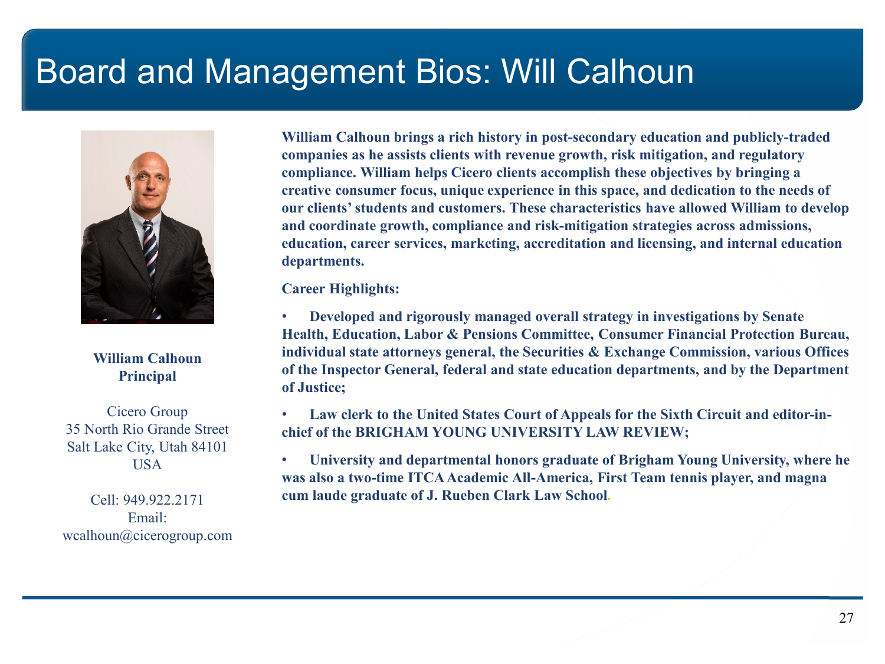# Board and Management Bios: Will Calhoun

**William Calhoun**
**Principal**

Cicero Group
35 North Rio Grande Street
Salt Lake City, Utah 84101
USA

Cell: 949.922.2171
Email:
wcalhoun@cicerogroup.com

**William Calhoun brings a rich history in post-secondary education and publicly-traded companies as he assists clients with revenue growth, risk mitigation, and regulatory compliance. William helps Cicero clients accomplish these objectives by bringing a creative consumer focus, unique experience in this space, and dedication to the needs of our clients' students and customers. These characteristics have allowed William to develop and coordinate growth, compliance and risk-mitigation strategies across admissions, education, career services, marketing, accreditation and licensing, and internal education departments.**

**Career Highlights:**

- **Developed and rigorously managed overall strategy in investigations by Senate Health, Education, Labor & Pensions Committee, Consumer Financial Protection Bureau, individual state attorneys general, the Securities & Exchange Commission, various Offices of the Inspector General, federal and state education departments, and by the Department of Justice;**
- **Law clerk to the United States Court of Appeals for the Sixth Circuit and editor-in-chief of the BRIGHAM YOUNG UNIVERSITY LAW REVIEW;**
- **University and departmental honors graduate of Brigham Young University, where he was also a two-time ITCA Academic All-America, First Team tennis player, and magna cum laude graduate of J. Rueben Clark Law School.**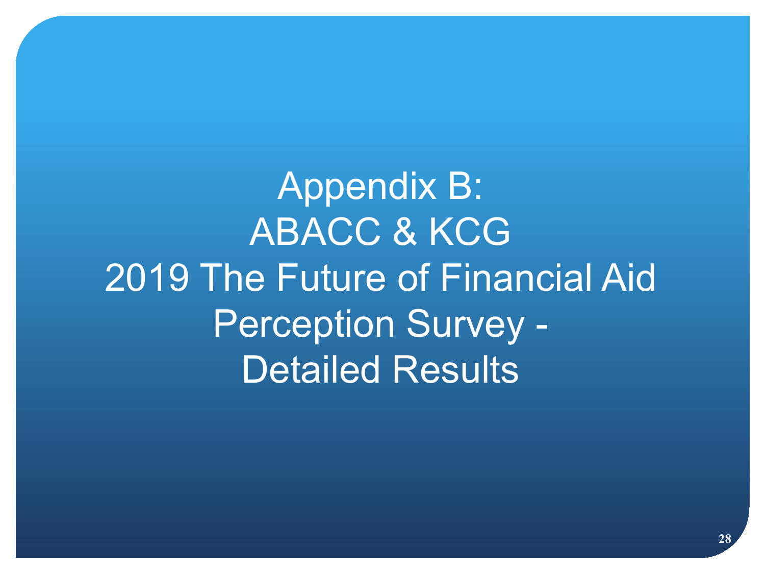# Appendix B:
# ABACC & KCG
# 2019 The Future of Financial Aid Perception Survey - Detailed Results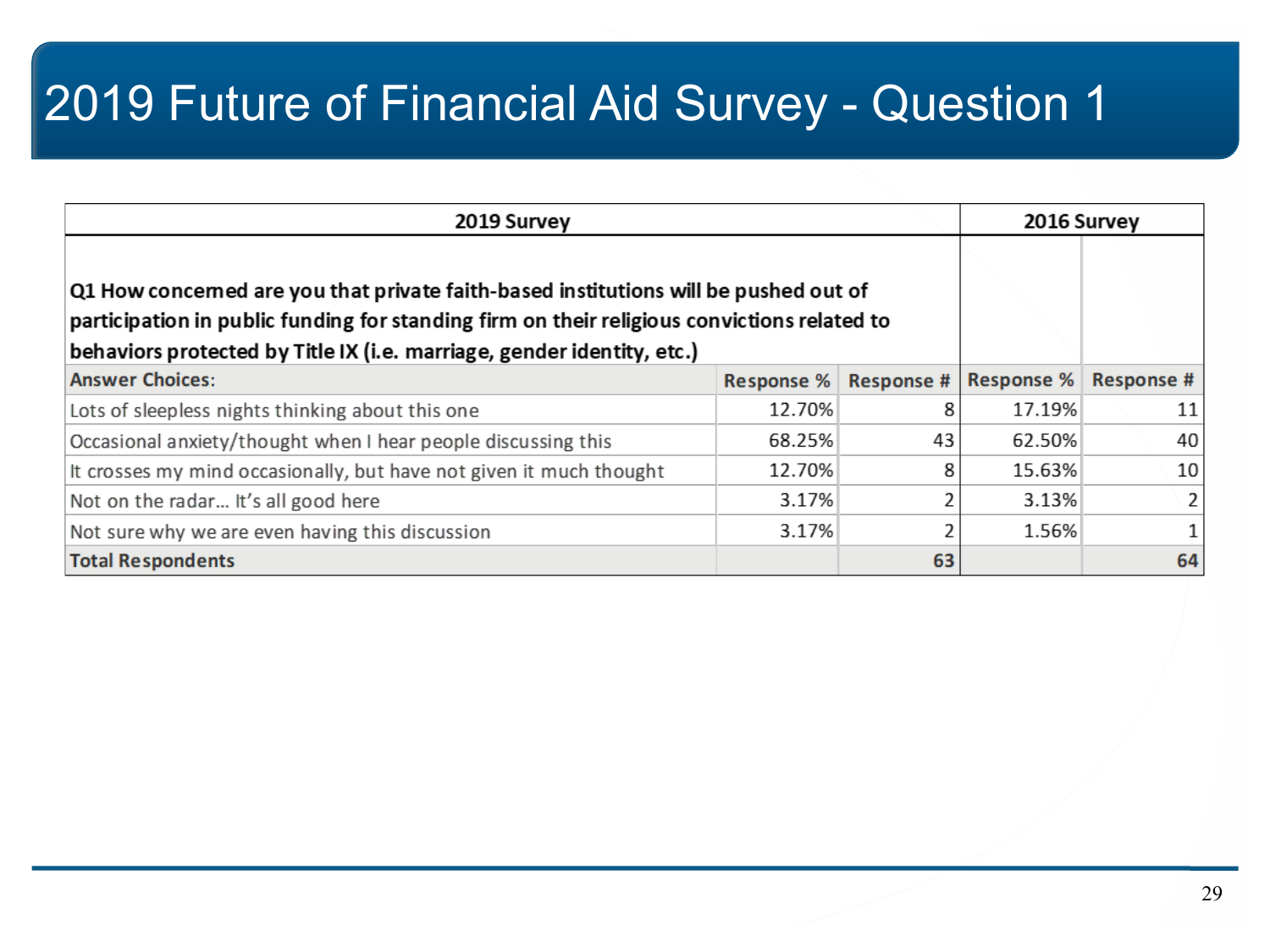# 2019 Future of Financial Aid Survey - Question 1

| 2019 Survey | | | 2016 Survey | |
|---|---|---|---|---|
| **Q1 How concerned are you that private faith-based institutions will be pushed out of participation in public funding for standing firm on their religious convictions related to behaviors protected by Title IX (i.e. marriage, gender identity, etc.)** | | | | |
| **Answer Choices:** | **Response %** | **Response #** | **Response %** | **Response #** |
| Lots of sleepless nights thinking about this one | 12.70% | 8 | 17.19% | 11 |
| Occasional anxiety/thought when I hear people discussing this | 68.25% | 43 | 62.50% | 40 |
| It crosses my mind occasionally, but have not given it much thought | 12.70% | 8 | 15.63% | 10 |
| Not on the radar… It's all good here | 3.17% | 2 | 3.13% | 2 |
| Not sure why we are even having this discussion | 3.17% | 2 | 1.56% | 1 |
| **Total Respondents** | | **63** | | **64** |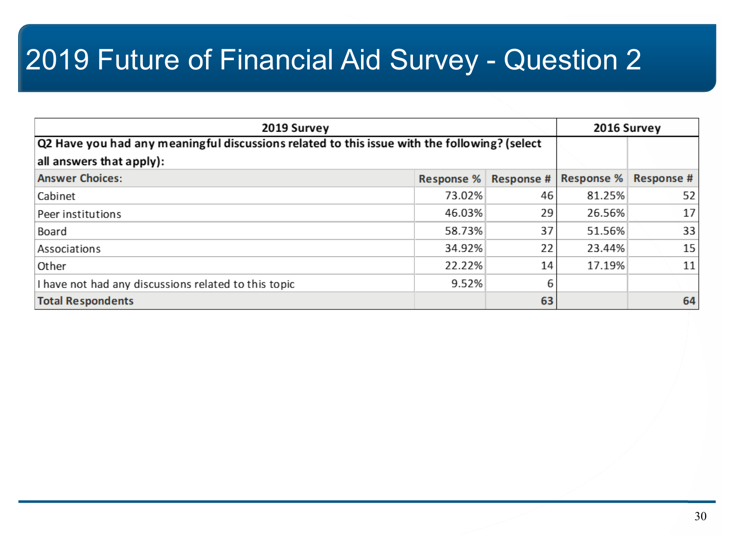# 2019 Future of Financial Aid Survey - Question 2

| 2019 Survey | | | 2016 Survey | |
|---|---|---|---|---|
| **Q2 Have you had any meaningful discussions related to this issue with the following? (select all answers that apply):** | | | | |
| **Answer Choices:** | **Response %** | **Response #** | **Response %** | **Response #** |
| Cabinet | 73.02% | 46 | 81.25% | 52 |
| Peer institutions | 46.03% | 29 | 26.56% | 17 |
| Board | 58.73% | 37 | 51.56% | 33 |
| Associations | 34.92% | 22 | 23.44% | 15 |
| Other | 22.22% | 14 | 17.19% | 11 |
| I have not had any discussions related to this topic | 9.52% | 6 | | |
| **Total Respondents** | | **63** | | **64** |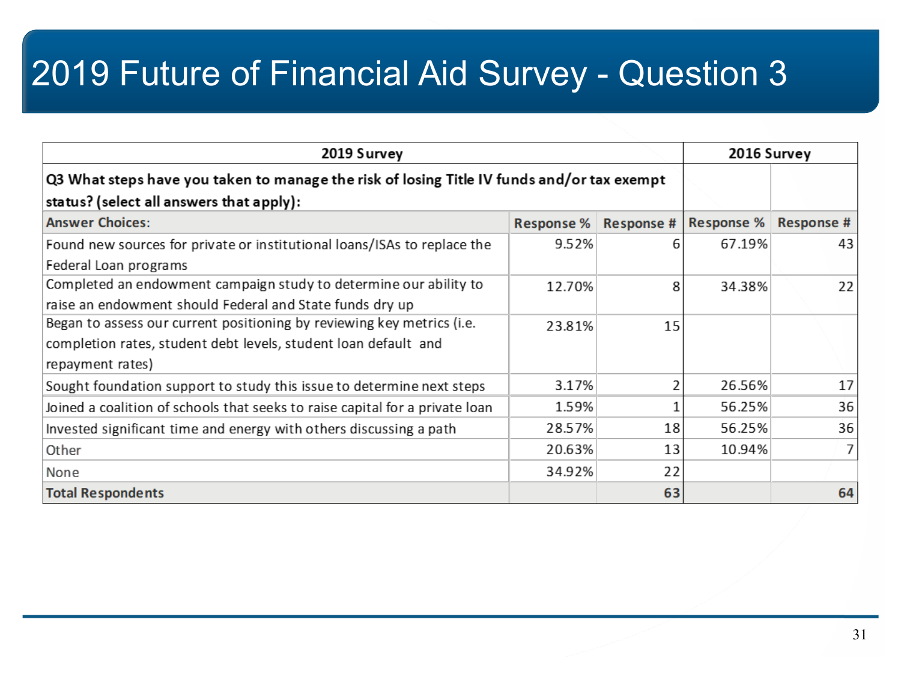# 2019 Future of Financial Aid Survey - Question 3

| 2019 Survey | | | 2016 Survey | |
|---|---|---|---|---|
| **Q3 What steps have you taken to manage the risk of losing Title IV funds and/or tax exempt status? (select all answers that apply):** | | | | |
| **Answer Choices:** | **Response %** | **Response #** | **Response %** | **Response #** |
| Found new sources for private or institutional loans/ISAs to replace the Federal Loan programs | 9.52% | 6 | 67.19% | 43 |
| Completed an endowment campaign study to determine our ability to raise an endowment should Federal and State funds dry up | 12.70% | 8 | 34.38% | 22 |
| Began to assess our current positioning by reviewing key metrics (i.e. completion rates, student debt levels, student loan default and repayment rates) | 23.81% | 15 | | |
| Sought foundation support to study this issue to determine next steps | 3.17% | 2 | 26.56% | 17 |
| Joined a coalition of schools that seeks to raise capital for a private loan | 1.59% | 1 | 56.25% | 36 |
| Invested significant time and energy with others discussing a path | 28.57% | 18 | 56.25% | 36 |
| Other | 20.63% | 13 | 10.94% | 7 |
| None | 34.92% | 22 | | |
| **Total Respondents** | | **63** | | **64** |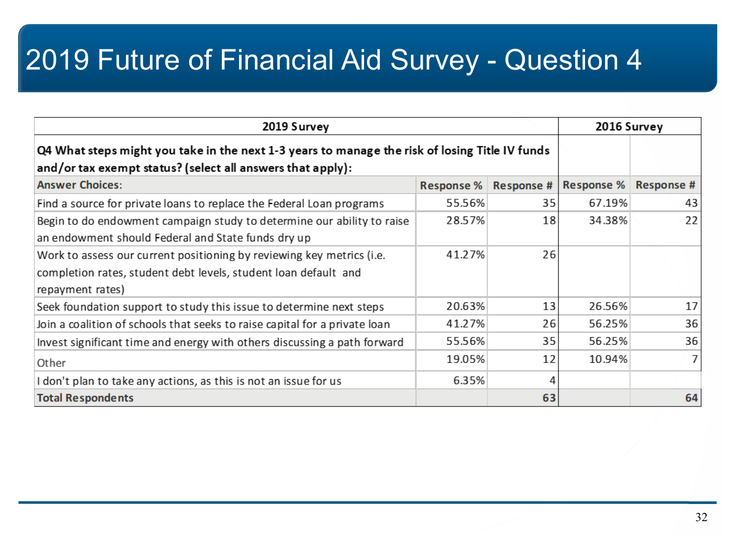# 2019 Future of Financial Aid Survey - Question 4

| 2019 Survey | | | 2016 Survey | |
|---|---|---|---|---|
| **Q4 What steps might you take in the next 1-3 years to manage the risk of losing Title IV funds and/or tax exempt status? (select all answers that apply):** | | | | |
| **Answer Choices:** | **Response %** | **Response #** | **Response %** | **Response #** |
| Find a source for private loans to replace the Federal Loan programs | 55.56% | 35 | 67.19% | 43 |
| Begin to do endowment campaign study to determine our ability to raise an endowment should Federal and State funds dry up | 28.57% | 18 | 34.38% | 22 |
| Work to assess our current positioning by reviewing key metrics (i.e. completion rates, student debt levels, student loan default and repayment rates) | 41.27% | 26 | | |
| Seek foundation support to study this issue to determine next steps | 20.63% | 13 | 26.56% | 17 |
| Join a coalition of schools that seeks to raise capital for a private loan | 41.27% | 26 | 56.25% | 36 |
| Invest significant time and energy with others discussing a path forward | 55.56% | 35 | 56.25% | 36 |
| Other | 19.05% | 12 | 10.94% | 7 |
| I don't plan to take any actions, as this is not an issue for us | 6.35% | 4 | | |
| **Total Respondents** | | **63** | | **64** |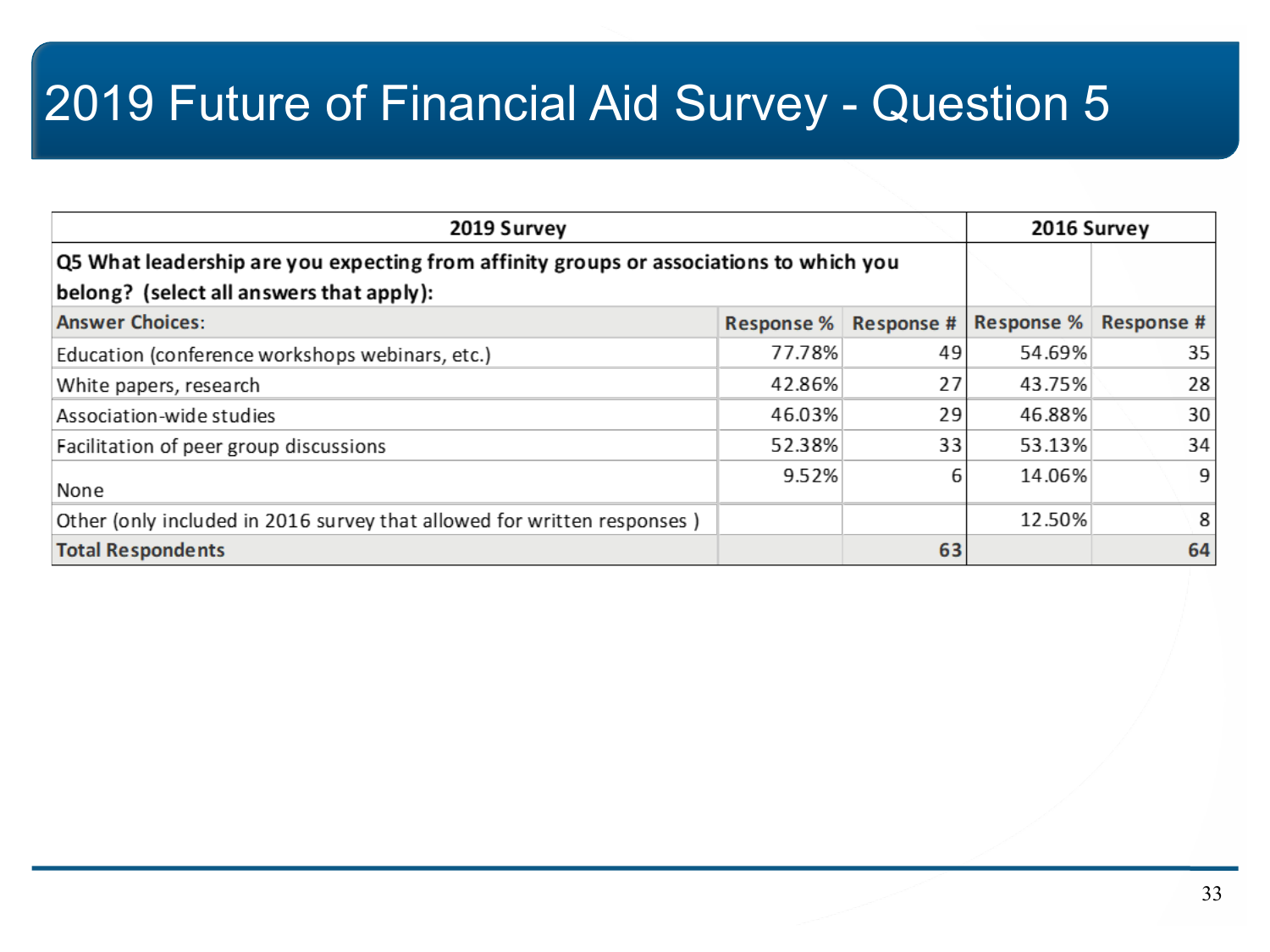# 2019 Future of Financial Aid Survey - Question 5

| 2019 Survey | | | 2016 Survey | |
|---|---|---|---|---|
| **Q5 What leadership are you expecting from affinity groups or associations to which you belong? (select all answers that apply):** | | | | |
| **Answer Choices:** | **Response %** | **Response #** | **Response %** | **Response #** |
| Education (conference workshops webinars, etc.) | 77.78% | 49 | 54.69% | 35 |
| White papers, research | 42.86% | 27 | 43.75% | 28 |
| Association-wide studies | 46.03% | 29 | 46.88% | 30 |
| Facilitation of peer group discussions | 52.38% | 33 | 53.13% | 34 |
| None | 9.52% | 6 | 14.06% | 9 |
| Other (only included in 2016 survey that allowed for written responses ) | | | 12.50% | 8 |
| **Total Respondents** | | **63** | | **64** |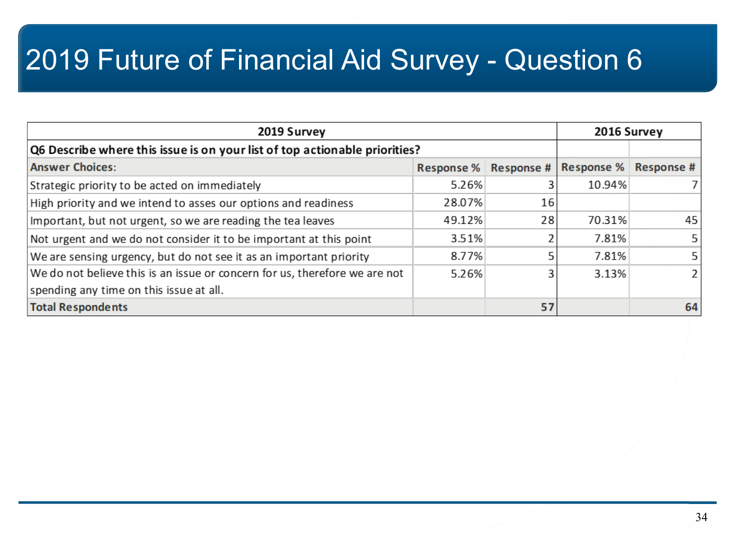# 2019 Future of Financial Aid Survey - Question 6

| 2019 Survey | | | 2016 Survey | |
|---|---|---|---|---|
| **Q6 Describe where this issue is on your list of top actionable priorities?** | | | | |
| **Answer Choices:** | **Response %** | **Response #** | **Response %** | **Response #** |
| Strategic priority to be acted on immediately | 5.26% | 3 | 10.94% | 7 |
| High priority and we intend to asses our options and readiness | 28.07% | 16 | | |
| Important, but not urgent, so we are reading the tea leaves | 49.12% | 28 | 70.31% | 45 |
| Not urgent and we do not consider it to be important at this point | 3.51% | 2 | 7.81% | 5 |
| We are sensing urgency, but do not see it as an important priority | 8.77% | 5 | 7.81% | 5 |
| We do not believe this is an issue or concern for us, therefore we are not spending any time on this issue at all. | 5.26% | 3 | 3.13% | 2 |
| **Total Respondents** | | **57** | | **64** |